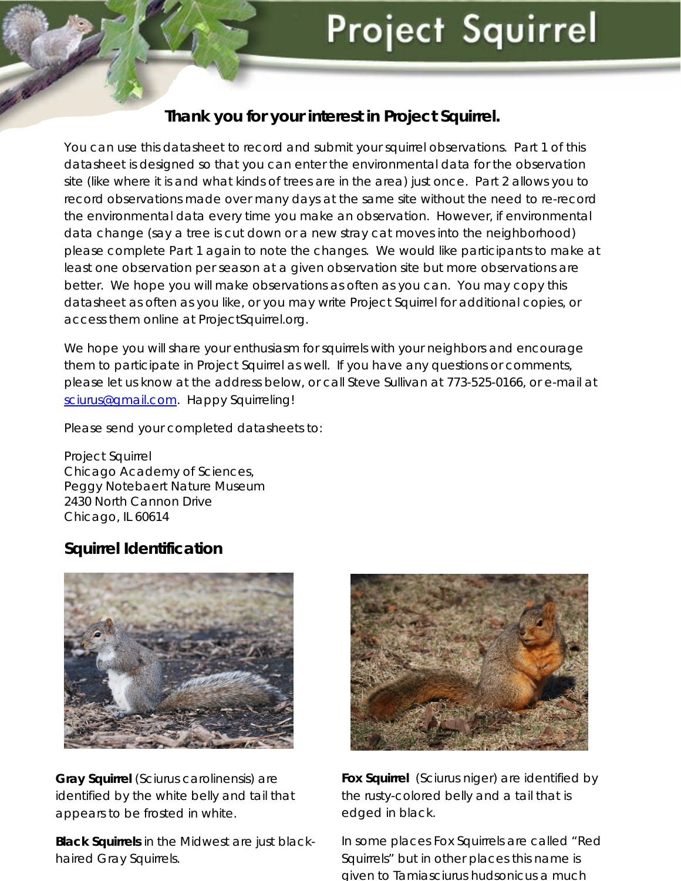# Project Squirrel

**Thank you for your interest in Project Squirrel.**

You can use this datasheet to record and submit your squirrel observations. Part 1 of this datasheet is designed so that you can enter the environmental data for the observation site (like where it is and what kinds of trees are in the area) just once. Part 2 allows you to record observations made over many days at the same site without the need to re-record the environmental data every time you make an observation. However, if environmental data change (say a tree is cut down or a new stray cat moves into the neighborhood) please complete Part 1 again to note the changes. We would like participants to make at least one observation per season at a given observation site but more observations are better. We hope you will make observations as often as you can. You may copy this datasheet as often as you like, or you may write Project Squirrel for additional copies, or access them online at ProjectSquirrel.org.

We hope you will share your enthusiasm for squirrels with your neighbors and encourage them to participate in Project Squirrel as well. If you have any questions or comments, please let us know at the address below, or call Steve Sullivan at 773-525-0166, or e-mail at sciurus@gmail.com. Happy Squirreling!

Please send your completed datasheets to:

Project Squirrel
Chicago Academy of Sciences,
Peggy Notebaert Nature Museum
2430 North Cannon Drive
Chicago, IL 60614

## Squirrel Identification

**Gray Squirrel** (Sciurus carolinensis) are identified by the white belly and tail that appears to be frosted in white.

**Black Squirrels** in the Midwest are just black-haired Gray Squirrels.

**Fox Squirrel** (Sciurus niger) are identified by the rusty-colored belly and a tail that is edged in black.

In some places Fox Squirrels are called "Red Squirrels" but in other places this name is given to Tamiasciurus hudsonicus a much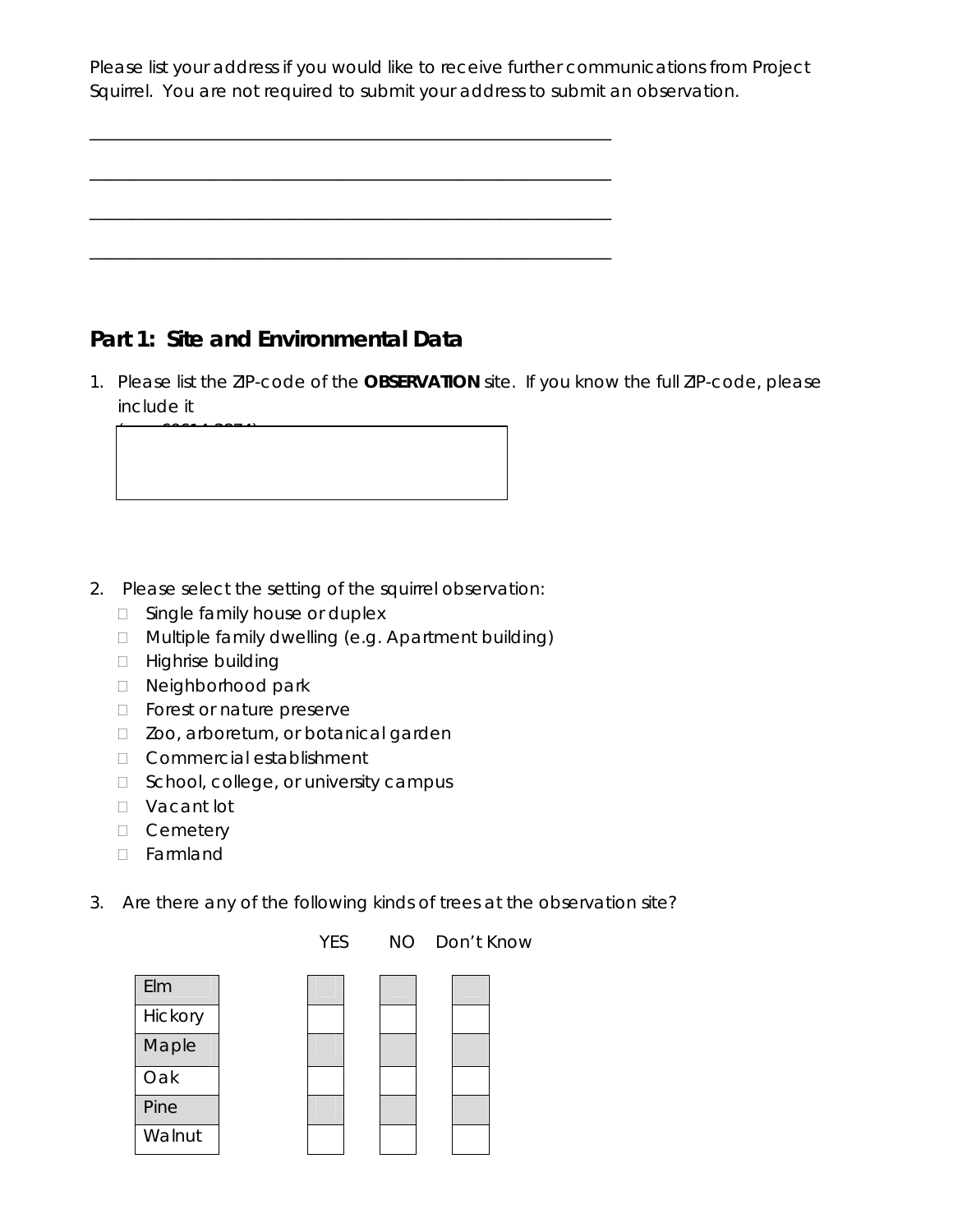Please list your address if you would like to receive further communications from Project Squirrel. You are not required to submit your address to submit an observation.

\_\_\_\_\_\_\_\_\_\_\_\_\_\_\_\_\_\_\_\_\_\_\_\_\_\_\_\_\_\_\_\_\_\_\_\_\_\_\_\_\_\_\_\_\_\_\_\_\_\_\_\_\_\_\_\_\_\_

\_\_\_\_\_\_\_\_\_\_\_\_\_\_\_\_\_\_\_\_\_\_\_\_\_\_\_\_\_\_\_\_\_\_\_\_\_\_\_\_\_\_\_\_\_\_\_\_\_\_\_\_\_\_\_\_\_\_

\_\_\_\_\_\_\_\_\_\_\_\_\_\_\_\_\_\_\_\_\_\_\_\_\_\_\_\_\_\_\_\_\_\_\_\_\_\_\_\_\_\_\_\_\_\_\_\_\_\_\_\_\_\_\_\_\_\_

\_\_\_\_\_\_\_\_\_\_\_\_\_\_\_\_\_\_\_\_\_\_\_\_\_\_\_\_\_\_\_\_\_\_\_\_\_\_\_\_\_\_\_\_\_\_\_\_\_\_\_\_\_\_\_\_\_\_

## Part 1: Site and Environmental Data

1. Please list the ZIP-code of the **OBSERVATION** site. If you know the full ZIP-code, please include it

2. Please select the setting of the squirrel observation:
   - ☐ Single family house or duplex
   - ☐ Multiple family dwelling (e.g. Apartment building)
   - ☐ Highrise building
   - ☐ Neighborhood park
   - ☐ Forest or nature preserve
   - ☐ Zoo, arboretum, or botanical garden
   - ☐ Commercial establishment
   - ☐ School, college, or university campus
   - ☐ Vacant lot
   - ☐ Cemetery
   - ☐ Farmland

3. Are there any of the following kinds of trees at the observation site?

| | YES | NO | Don't Know |
|---|---|---|---|
| Elm | | | |
| Hickory | | | |
| Maple | | | |
| Oak | | | |
| Pine | | | |
| Walnut | | | |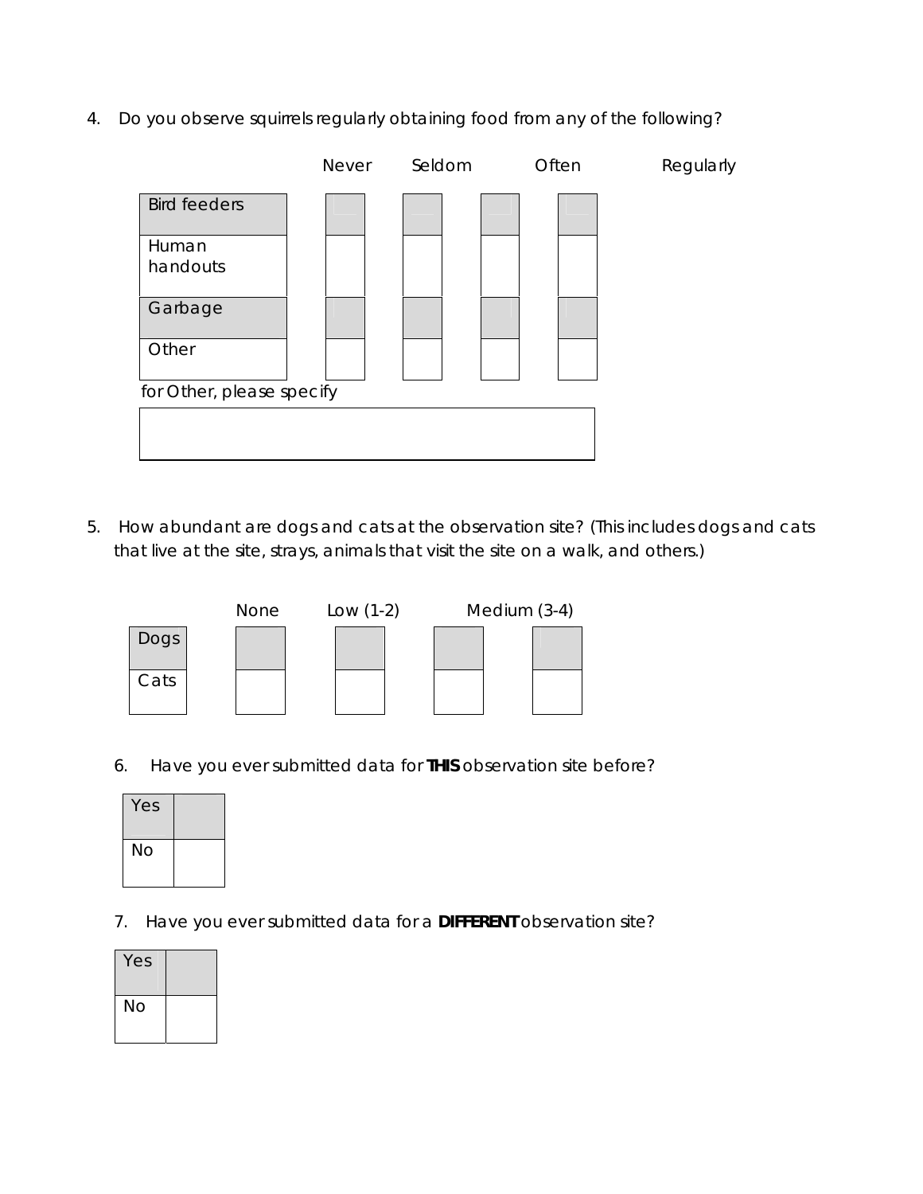4. Do you observe squirrels regularly obtaining food from any of the following?

| | Never | Seldom | Often | Regularly |
|---|---|---|---|---|
| Bird feeders | | | | |
| Human handouts | | | | |
| Garbage | | | | |
| Other | | | | |

for Other, please specify

| |
|---|
| |

5. How abundant are dogs and cats at the observation site? (This includes dogs and cats that live at the site, strays, animals that visit the site on a walk, and others.)

| | None | Low (1-2) | Medium (3-4) | |
|---|---|---|---|---|
| Dogs | | | | |
| Cats | | | | |

6. Have you ever submitted data for **THIS** observation site before?

| | |
|---|---|
| Yes | |
| No | |

7. Have you ever submitted data for a **DIFFERENT** observation site?

| | |
|---|---|
| Yes | |
| No | |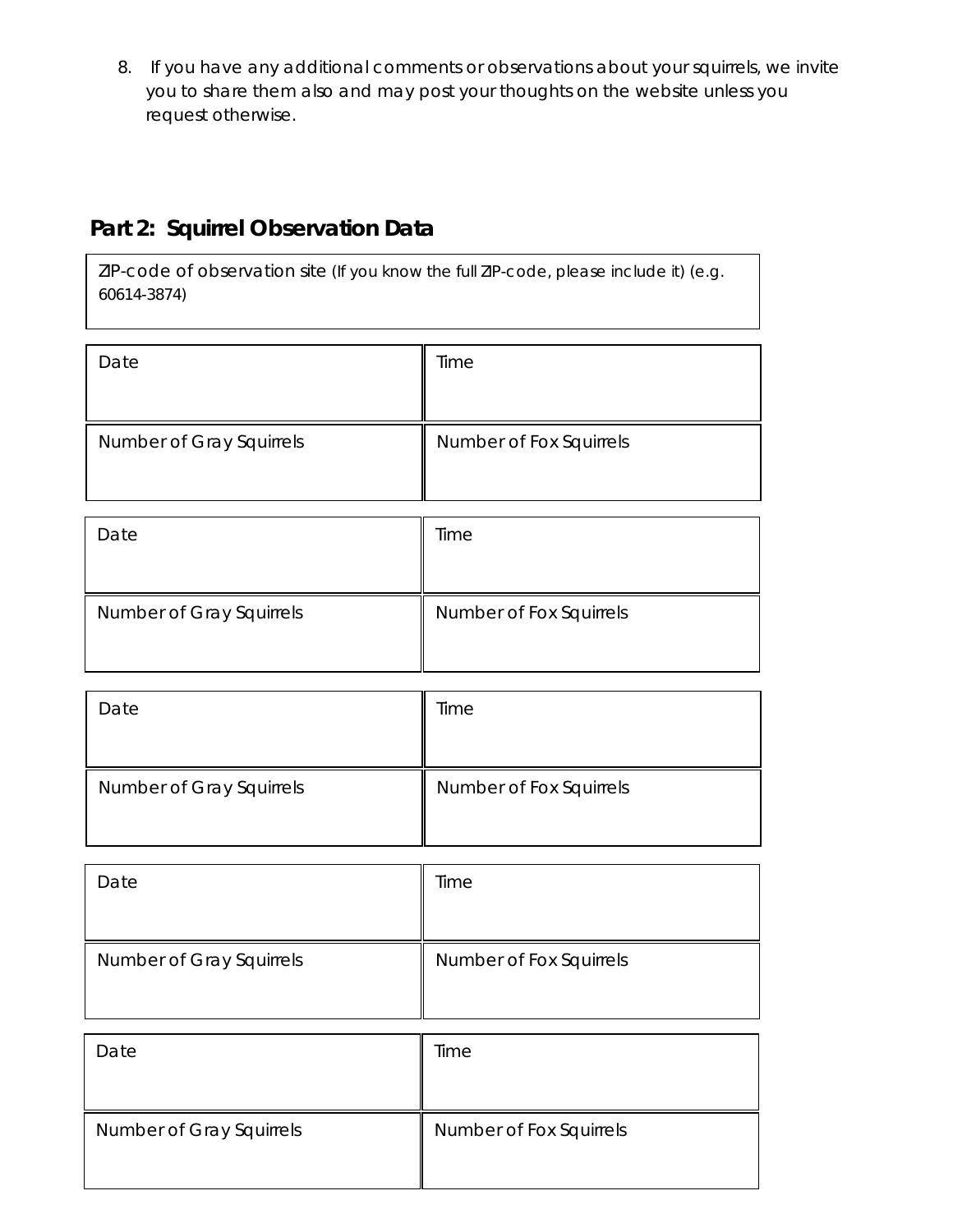8. If you have any additional comments or observations about your squirrels, we invite you to share them also and may post your thoughts on the website unless you request otherwise.

## Part 2: Squirrel Observation Data

| |
|---|
| ZIP-code of observation site (If you know the full ZIP-code, please include it) (e.g. 60614-3874) |

| | |
|---|---|
| Date | Time |
| Number of Gray Squirrels | Number of Fox Squirrels |

| | |
|---|---|
| Date | Time |
| Number of Gray Squirrels | Number of Fox Squirrels |

| | |
|---|---|
| Date | Time |
| Number of Gray Squirrels | Number of Fox Squirrels |

| | |
|---|---|
| Date | Time |
| Number of Gray Squirrels | Number of Fox Squirrels |

| | |
|---|---|
| Date | Time |
| Number of Gray Squirrels | Number of Fox Squirrels |